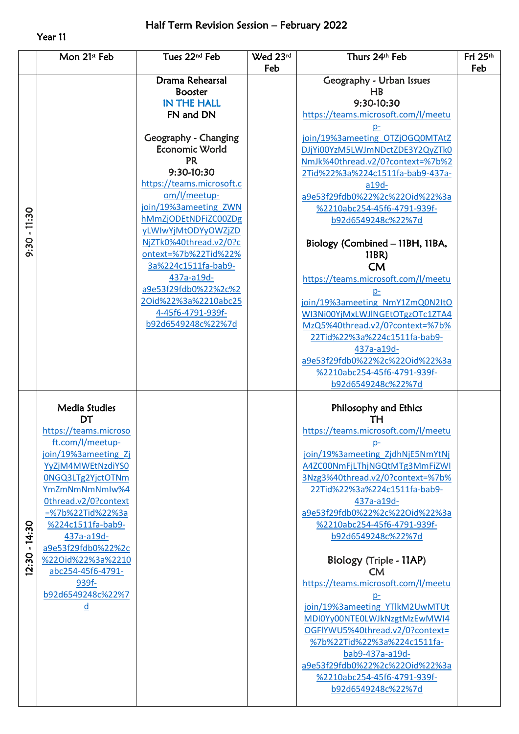# Half Term Revision Session – February 2022

Year 11

| | Mon 21st Feb | Tues 22nd Feb | Wed 23rd Feb | Thurs 24th Feb | Fri 25th Feb |
|---|---|---|---|---|---|
| 9:30 - 11:30 | | **Drama Rehearsal Booster**<br>IN THE HALL<br>FN and DN<br><br>**Geography - Changing Economic World**<br>PR<br>9:30-10:30<br>https://teams.microsoft.com/l/meetup-join/19%3ameeting_ZWNhMmZjODEtNDFiZC00ZDgyLWIwYjMtODYyOWZjZDNjZTk0%40thread.v2/0?context=%7b%22Tid%22%3a%224c1511fa-bab9-437a-a19d-a9e53f29fdb0%22%2c%22Oid%22%3a%2210abc254-45f6-4791-939f-b92d6549248c%22%7d | | **Geography - Urban Issues**<br>HB<br>9:30-10:30<br>https://teams.microsoft.com/l/meetup-join/19%3ameeting_OTZjOGQ0MTAtZDJjYi00YzM5LWJmNDctZDE3Y2QyZTk0NmJk%40thread.v2/0?context=%7b%22Tid%22%3a%224c1511fa-bab9-437a-a19d-a9e53f29fdb0%22%2c%22Oid%22%3a%2210abc254-45f6-4791-939f-b92d6549248c%22%7d<br><br>**Biology (Combined – 11BH, 11BA, 11BR)**<br>CM<br>https://teams.microsoft.com/l/meetup-join/19%3ameeting_NmY1ZmQ0N2ItOWI3Ni00YjMxLWJlNGEtOTgzOTc1ZTA4MzQ5%40thread.v2/0?context=%7b%22Tid%22%3a%224c1511fa-bab9-437a-a19d-a9e53f29fdb0%22%2c%22Oid%22%3a%2210abc254-45f6-4791-939f-b92d6549248c%22%7d | |
| 12:30 - 14:30 | **Media Studies**<br>DT<br>https://teams.microsoft.com/l/meetup-join/19%3ameeting_ZjYyZjM4MWEtNzdiYS00NGQ3LTg2YjctOTNmYmZmNmNmNmIw%40thread.v2/0?context=%7b%22Tid%22%3a%224c1511fa-bab9-437a-a19d-a9e53f29fdb0%22%2c%22Oid%22%3a%2210abc254-45f6-4791-939f-b92d6549248c%22%7d | | | **Philosophy and Ethics**<br>TH<br>https://teams.microsoft.com/l/meetup-join/19%3ameeting_ZjdhNjE5NmYtNjA4ZC00NmFjLThjNGQtMTg3MmFiZWI3Nzg3%40thread.v2/0?context=%7b%22Tid%22%3a%224c1511fa-bab9-437a-a19d-a9e53f29fdb0%22%2c%22Oid%22%3a%2210abc254-45f6-4791-939f-b92d6549248c%22%7d<br><br>**Biology (Triple - 11AP)**<br>CM<br>https://teams.microsoft.com/l/meetup-join/19%3ameeting_YTlkM2UwMTUtMDI0Yy00NTE0LWJkNzgtMzEwMWI4OGFlYWU5%40thread.v2/0?context=%7b%22Tid%22%3a%224c1511fa-bab9-437a-a19d-a9e53f29fdb0%22%2c%22Oid%22%3a%2210abc254-45f6-4791-939f-b92d6549248c%22%7d | |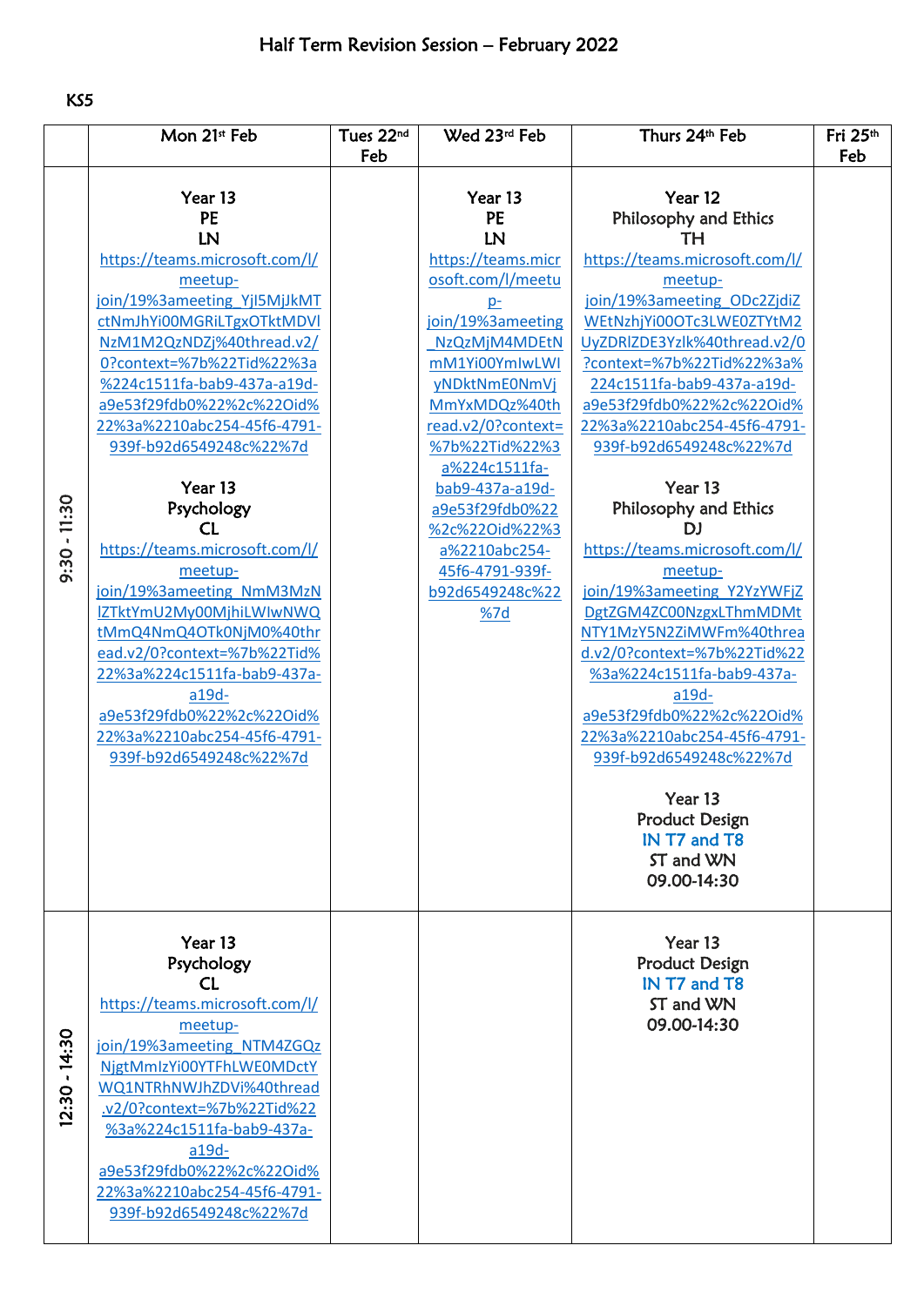# Half Term Revision Session – February 2022

KS5

| | Mon 21st Feb | Tues 22nd Feb | Wed 23rd Feb | Thurs 24th Feb | Fri 25th Feb |
|---|---|---|---|---|---|
| 9:30 - 11:30 | Year 13<br>PE<br>LN<br>https://teams.microsoft.com/l/meetup-join/19%3ameeting_YjI5MjJkMTctNmJhYi00MGRiLTgxOTktMDVlNzM1M2QzNDZj%40thread.v2/0?context=%7b%22Tid%22%3a%224c1511fa-bab9-437a-a19d-a9e53f29fdb0%22%2c%22Oid%22%3a%2210abc254-45f6-4791-939f-b92d6549248c%22%7d<br><br>Year 13<br>Psychology<br>CL<br>https://teams.microsoft.com/l/meetup-join/19%3ameeting_NmM3MzNlZTktYmU2My00MjhiLWIwNWQtMmQ4NmQ4OTk0NjM0%40thread.v2/0?context=%7b%22Tid%22%3a%224c1511fa-bab9-437a-a19d-a9e53f29fdb0%22%2c%22Oid%22%3a%2210abc254-45f6-4791-939f-b92d6549248c%22%7d | | Year 13<br>PE<br>LN<br>https://teams.microsoft.com/l/meetup-join/19%3ameeting_NzQzMjM4MDEtNmM1Yi00YmIwLWIyNDktNmE0NmVjMmYxMDQz%40thread.v2/0?context=%7b%22Tid%22%3a%224c1511fa-bab9-437a-a19d-a9e53f29fdb0%22%2c%22Oid%22%3a%2210abc254-45f6-4791-939f-b92d6549248c%22%7d | Year 12<br>Philosophy and Ethics<br>TH<br>https://teams.microsoft.com/l/meetup-join/19%3ameeting_ODc2ZjdiZWEtNzhjYi00OTc3LWE0ZTYtM2UyZDRlZDE3Yzlk%40thread.v2/0?context=%7b%22Tid%22%3a%224c1511fa-bab9-437a-a19d-a9e53f29fdb0%22%2c%22Oid%22%3a%2210abc254-45f6-4791-939f-b92d6549248c%22%7d<br><br>Year 13<br>Philosophy and Ethics<br>DJ<br>https://teams.microsoft.com/l/meetup-join/19%3ameeting_Y2YzYWFjZDgtZGM4ZC00NzgxLThmMDMtNTY1MzY5N2ZiMWFm%40thread.v2/0?context=%7b%22Tid%22%3a%224c1511fa-bab9-437a-a19d-a9e53f29fdb0%22%2c%22Oid%22%3a%2210abc254-45f6-4791-939f-b92d6549248c%22%7d<br><br>Year 13<br>Product Design<br>IN T7 and T8<br>ST and WN<br>09.00-14:30 | |
| 12:30 - 14:30 | Year 13<br>Psychology<br>CL<br>https://teams.microsoft.com/l/meetup-join/19%3ameeting_NTM4ZGQzNjgtMmIzYi00YTFhLWE0MDctYWQ1NTRhNWJhZDVi%40thread.v2/0?context=%7b%22Tid%22%3a%224c1511fa-bab9-437a-a19d-a9e53f29fdb0%22%2c%22Oid%22%3a%2210abc254-45f6-4791-939f-b92d6549248c%22%7d | | | Year 13<br>Product Design<br>IN T7 and T8<br>ST and WN<br>09.00-14:30 | |